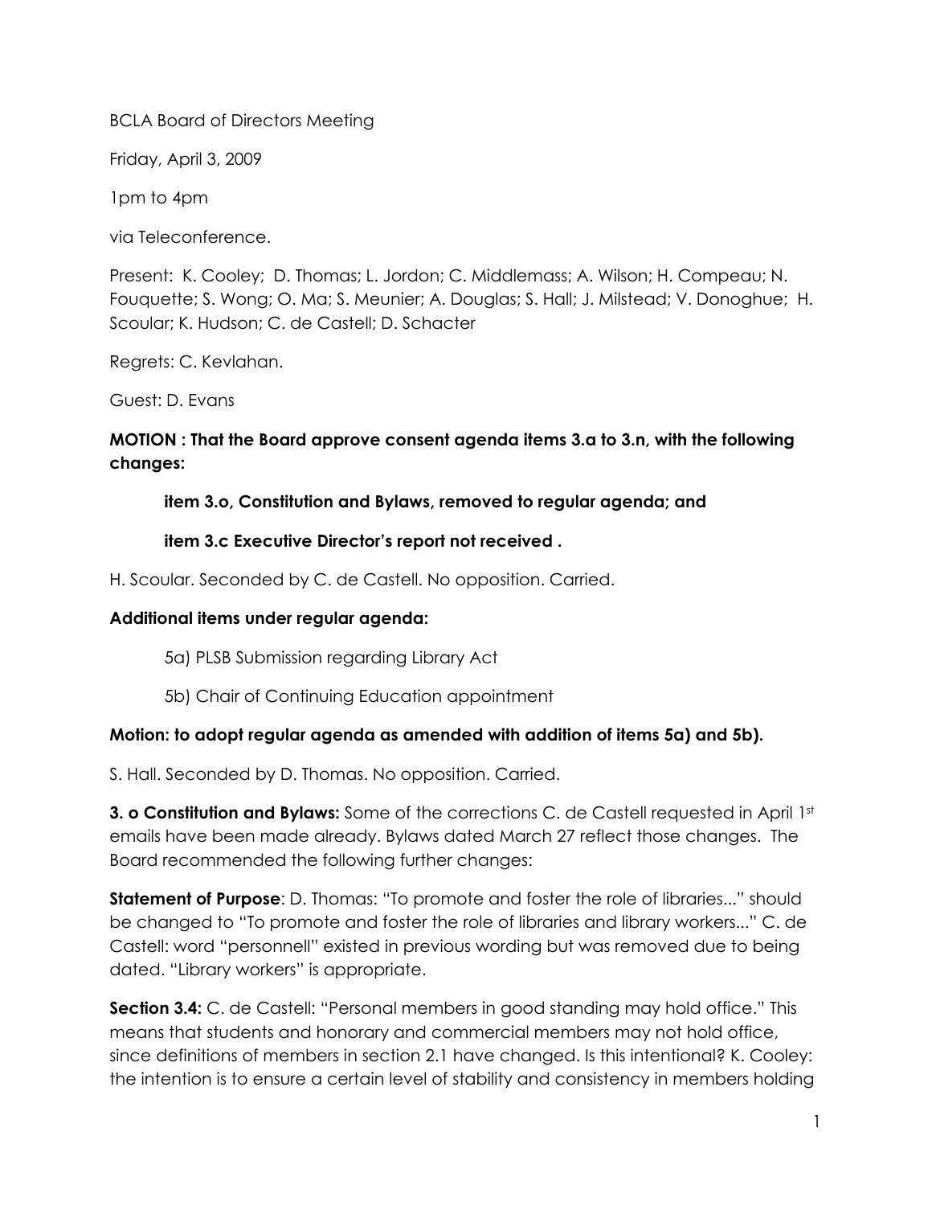BCLA Board of Directors Meeting

Friday, April 3, 2009

1pm to 4pm

via Teleconference.

Present: K. Cooley; D. Thomas; L. Jordon; C. Middlemass; A. Wilson; H. Compeau; N. Fouquette; S. Wong; O. Ma; S. Meunier; A. Douglas; S. Hall; J. Milstead; V. Donoghue; H. Scoular; K. Hudson; C. de Castell; D. Schacter

Regrets: C. Kevlahan.

Guest: D. Evans

**MOTION : That the Board approve consent agenda items 3.a to 3.n, with the following changes:**

> **item 3.o, Constitution and Bylaws, removed to regular agenda; and**
>
> **item 3.c Executive Director's report not received .**

H. Scoular. Seconded by C. de Castell. No opposition. Carried.

**Additional items under regular agenda:**

> 5a) PLSB Submission regarding Library Act
>
> 5b) Chair of Continuing Education appointment

**Motion: to adopt regular agenda as amended with addition of items 5a) and 5b).**

S. Hall. Seconded by D. Thomas. No opposition. Carried.

**3. o Constitution and Bylaws:** Some of the corrections C. de Castell requested in April 1st emails have been made already. Bylaws dated March 27 reflect those changes. The Board recommended the following further changes:

**Statement of Purpose**: D. Thomas: "To promote and foster the role of libraries..." should be changed to "To promote and foster the role of libraries and library workers..." C. de Castell: word "personnell" existed in previous wording but was removed due to being dated. "Library workers" is appropriate.

**Section 3.4:** C. de Castell: "Personal members in good standing may hold office." This means that students and honorary and commercial members may not hold office, since definitions of members in section 2.1 have changed. Is this intentional? K. Cooley: the intention is to ensure a certain level of stability and consistency in members holding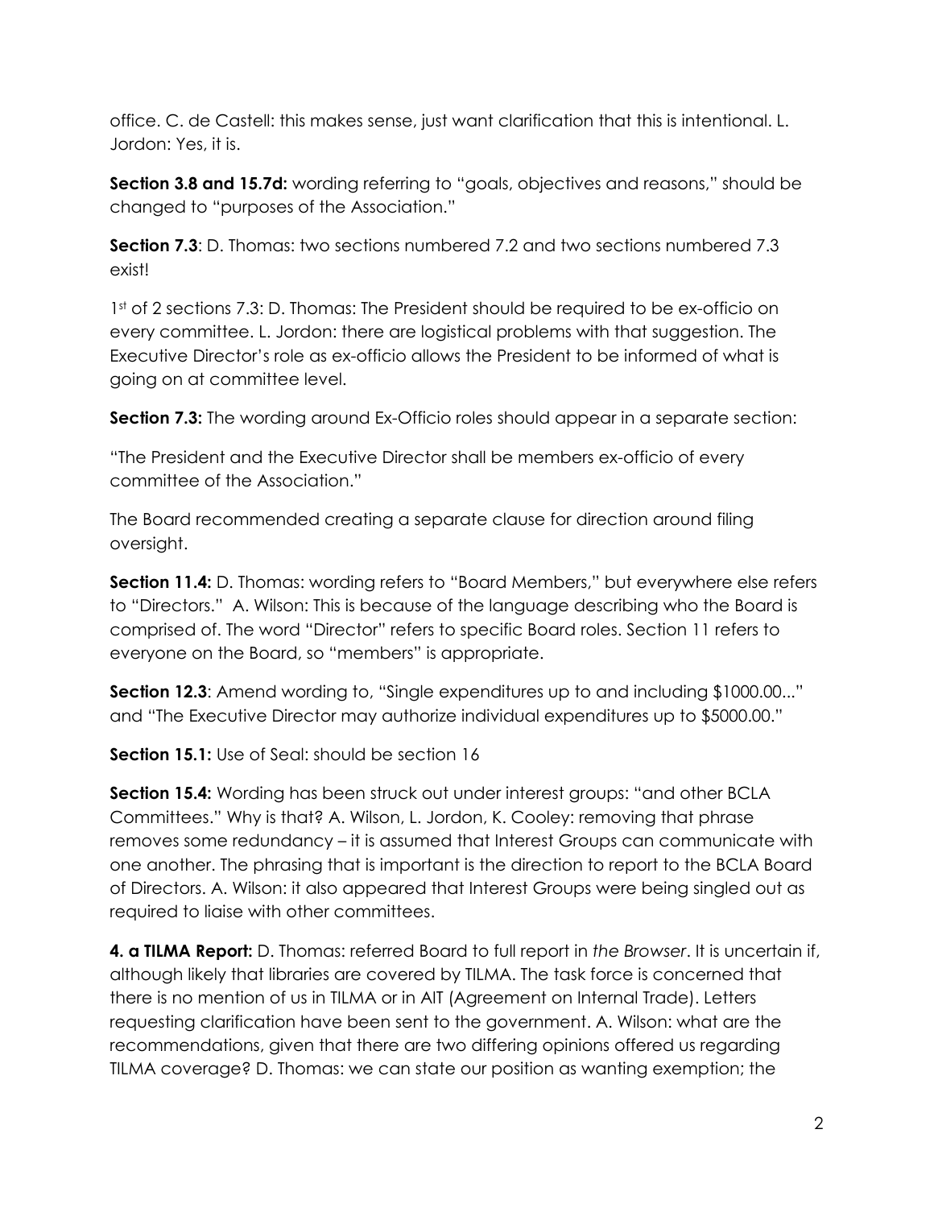office. C. de Castell: this makes sense, just want clarification that this is intentional. L. Jordon: Yes, it is.

**Section 3.8 and 15.7d:** wording referring to "goals, objectives and reasons," should be changed to "purposes of the Association."

**Section 7.3**: D. Thomas: two sections numbered 7.2 and two sections numbered 7.3 exist!

1st of 2 sections 7.3: D. Thomas: The President should be required to be ex-officio on every committee. L. Jordon: there are logistical problems with that suggestion. The Executive Director's role as ex-officio allows the President to be informed of what is going on at committee level.

**Section 7.3:** The wording around Ex-Officio roles should appear in a separate section:

"The President and the Executive Director shall be members ex-officio of every committee of the Association."

The Board recommended creating a separate clause for direction around filing oversight.

**Section 11.4:** D. Thomas: wording refers to "Board Members," but everywhere else refers to "Directors." A. Wilson: This is because of the language describing who the Board is comprised of. The word "Director" refers to specific Board roles. Section 11 refers to everyone on the Board, so "members" is appropriate.

**Section 12.3**: Amend wording to, "Single expenditures up to and including $1000.00..." and "The Executive Director may authorize individual expenditures up to $5000.00."

**Section 15.1:** Use of Seal: should be section 16

**Section 15.4:** Wording has been struck out under interest groups: "and other BCLA Committees." Why is that? A. Wilson, L. Jordon, K. Cooley: removing that phrase removes some redundancy – it is assumed that Interest Groups can communicate with one another. The phrasing that is important is the direction to report to the BCLA Board of Directors. A. Wilson: it also appeared that Interest Groups were being singled out as required to liaise with other committees.

**4. a TILMA Report:** D. Thomas: referred Board to full report in *the Browser*. It is uncertain if, although likely that libraries are covered by TILMA. The task force is concerned that there is no mention of us in TILMA or in AIT (Agreement on Internal Trade). Letters requesting clarification have been sent to the government. A. Wilson: what are the recommendations, given that there are two differing opinions offered us regarding TILMA coverage? D. Thomas: we can state our position as wanting exemption; the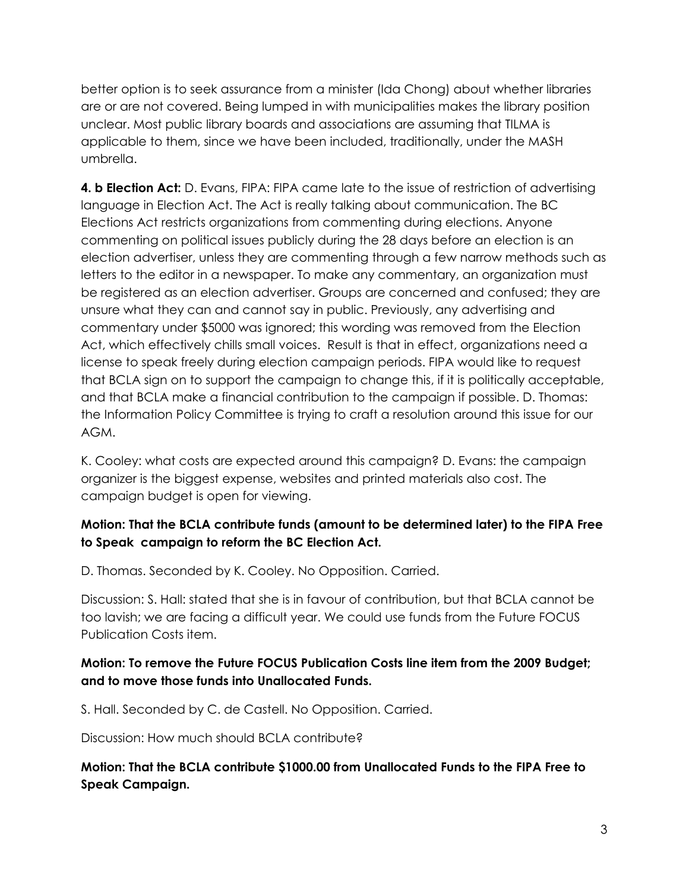better option is to seek assurance from a minister (Ida Chong) about whether libraries are or are not covered. Being lumped in with municipalities makes the library position unclear. Most public library boards and associations are assuming that TILMA is applicable to them, since we have been included, traditionally, under the MASH umbrella.

**4. b Election Act:** D. Evans, FIPA: FIPA came late to the issue of restriction of advertising language in Election Act. The Act is really talking about communication. The BC Elections Act restricts organizations from commenting during elections. Anyone commenting on political issues publicly during the 28 days before an election is an election advertiser, unless they are commenting through a few narrow methods such as letters to the editor in a newspaper. To make any commentary, an organization must be registered as an election advertiser. Groups are concerned and confused; they are unsure what they can and cannot say in public. Previously, any advertising and commentary under $5000 was ignored; this wording was removed from the Election Act, which effectively chills small voices. Result is that in effect, organizations need a license to speak freely during election campaign periods. FIPA would like to request that BCLA sign on to support the campaign to change this, if it is politically acceptable, and that BCLA make a financial contribution to the campaign if possible. D. Thomas: the Information Policy Committee is trying to craft a resolution around this issue for our AGM.

K. Cooley: what costs are expected around this campaign? D. Evans: the campaign organizer is the biggest expense, websites and printed materials also cost. The campaign budget is open for viewing.

**Motion: That the BCLA contribute funds (amount to be determined later) to the FIPA Free to Speak campaign to reform the BC Election Act.**

D. Thomas. Seconded by K. Cooley. No Opposition. Carried.

Discussion: S. Hall: stated that she is in favour of contribution, but that BCLA cannot be too lavish; we are facing a difficult year. We could use funds from the Future FOCUS Publication Costs item.

**Motion: To remove the Future FOCUS Publication Costs line item from the 2009 Budget; and to move those funds into Unallocated Funds.**

S. Hall. Seconded by C. de Castell. No Opposition. Carried.

Discussion: How much should BCLA contribute?

**Motion: That the BCLA contribute $1000.00 from Unallocated Funds to the FIPA Free to Speak Campaign.**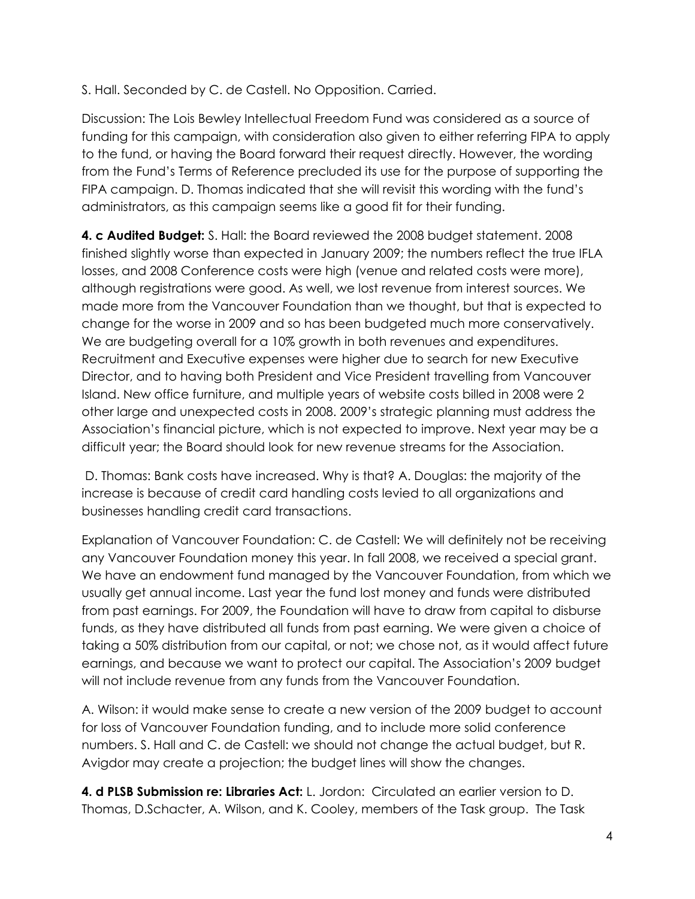S. Hall. Seconded by C. de Castell. No Opposition. Carried.

Discussion: The Lois Bewley Intellectual Freedom Fund was considered as a source of funding for this campaign, with consideration also given to either referring FIPA to apply to the fund, or having the Board forward their request directly. However, the wording from the Fund's Terms of Reference precluded its use for the purpose of supporting the FIPA campaign. D. Thomas indicated that she will revisit this wording with the fund's administrators, as this campaign seems like a good fit for their funding.

**4. c Audited Budget:** S. Hall: the Board reviewed the 2008 budget statement. 2008 finished slightly worse than expected in January 2009; the numbers reflect the true IFLA losses, and 2008 Conference costs were high (venue and related costs were more), although registrations were good. As well, we lost revenue from interest sources. We made more from the Vancouver Foundation than we thought, but that is expected to change for the worse in 2009 and so has been budgeted much more conservatively. We are budgeting overall for a 10% growth in both revenues and expenditures. Recruitment and Executive expenses were higher due to search for new Executive Director, and to having both President and Vice President travelling from Vancouver Island. New office furniture, and multiple years of website costs billed in 2008 were 2 other large and unexpected costs in 2008. 2009's strategic planning must address the Association's financial picture, which is not expected to improve. Next year may be a difficult year; the Board should look for new revenue streams for the Association.

D. Thomas: Bank costs have increased. Why is that? A. Douglas: the majority of the increase is because of credit card handling costs levied to all organizations and businesses handling credit card transactions.

Explanation of Vancouver Foundation: C. de Castell: We will definitely not be receiving any Vancouver Foundation money this year. In fall 2008, we received a special grant. We have an endowment fund managed by the Vancouver Foundation, from which we usually get annual income. Last year the fund lost money and funds were distributed from past earnings. For 2009, the Foundation will have to draw from capital to disburse funds, as they have distributed all funds from past earning. We were given a choice of taking a 50% distribution from our capital, or not; we chose not, as it would affect future earnings, and because we want to protect our capital. The Association's 2009 budget will not include revenue from any funds from the Vancouver Foundation.

A. Wilson: it would make sense to create a new version of the 2009 budget to account for loss of Vancouver Foundation funding, and to include more solid conference numbers. S. Hall and C. de Castell: we should not change the actual budget, but R. Avigdor may create a projection; the budget lines will show the changes.

**4. d PLSB Submission re: Libraries Act:** L. Jordon: Circulated an earlier version to D. Thomas, D.Schacter, A. Wilson, and K. Cooley, members of the Task group. The Task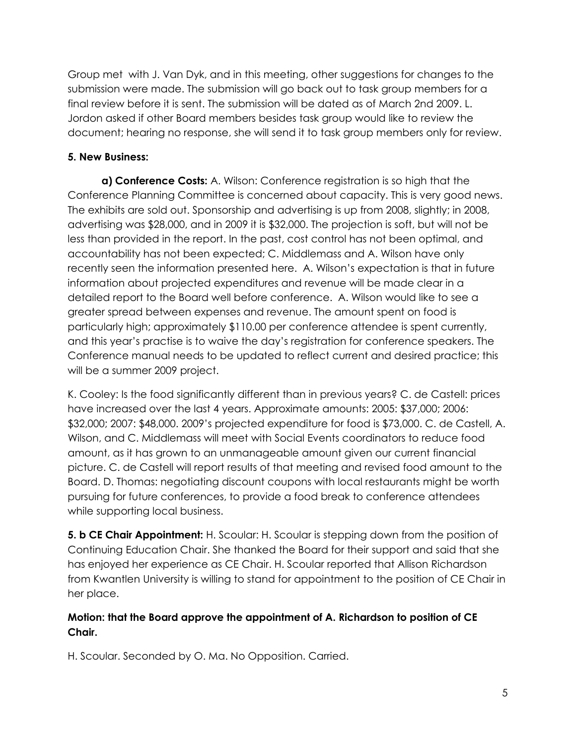Group met  with J. Van Dyk, and in this meeting, other suggestions for changes to the submission were made. The submission will go back out to task group members for a final review before it is sent. The submission will be dated as of March 2nd 2009. L. Jordon asked if other Board members besides task group would like to review the document; hearing no response, she will send it to task group members only for review.

**5. New Business:**

**a) Conference Costs:** A. Wilson: Conference registration is so high that the Conference Planning Committee is concerned about capacity. This is very good news. The exhibits are sold out. Sponsorship and advertising is up from 2008, slightly; in 2008, advertising was $28,000, and in 2009 it is $32,000. The projection is soft, but will not be less than provided in the report. In the past, cost control has not been optimal, and accountability has not been expected; C. Middlemass and A. Wilson have only recently seen the information presented here.  A. Wilson's expectation is that in future information about projected expenditures and revenue will be made clear in a detailed report to the Board well before conference.  A. Wilson would like to see a greater spread between expenses and revenue. The amount spent on food is particularly high; approximately $110.00 per conference attendee is spent currently, and this year's practise is to waive the day's registration for conference speakers. The Conference manual needs to be updated to reflect current and desired practice; this will be a summer 2009 project.

K. Cooley: Is the food significantly different than in previous years? C. de Castell: prices have increased over the last 4 years. Approximate amounts: 2005: $37,000; 2006: $32,000; 2007: $48,000. 2009's projected expenditure for food is $73,000. C. de Castell, A. Wilson, and C. Middlemass will meet with Social Events coordinators to reduce food amount, as it has grown to an unmanageable amount given our current financial picture. C. de Castell will report results of that meeting and revised food amount to the Board. D. Thomas: negotiating discount coupons with local restaurants might be worth pursuing for future conferences, to provide a food break to conference attendees while supporting local business.

**5. b CE Chair Appointment:** H. Scoular: H. Scoular is stepping down from the position of Continuing Education Chair. She thanked the Board for their support and said that she has enjoyed her experience as CE Chair. H. Scoular reported that Allison Richardson from Kwantlen University is willing to stand for appointment to the position of CE Chair in her place.

**Motion: that the Board approve the appointment of A. Richardson to position of CE Chair.**

H. Scoular. Seconded by O. Ma. No Opposition. Carried.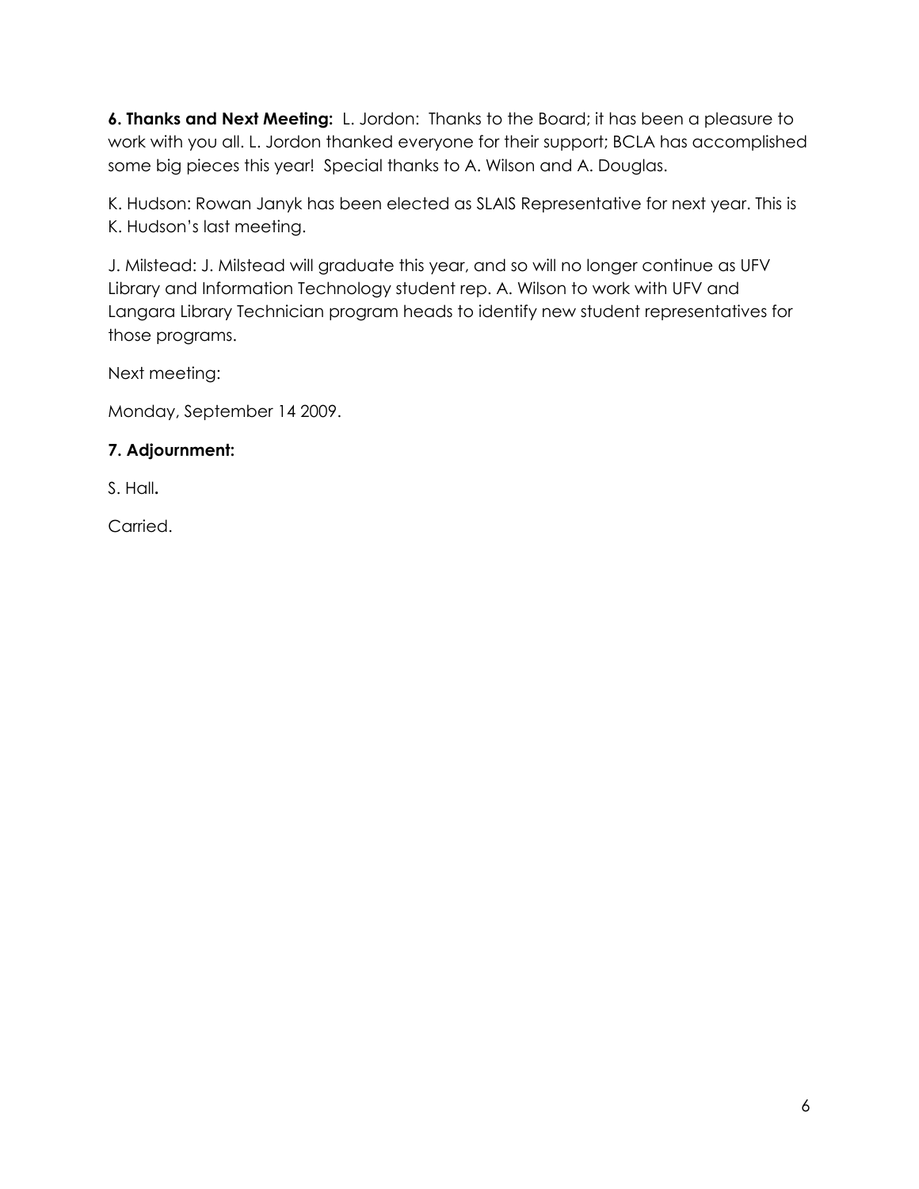**6. Thanks and Next Meeting:** L. Jordon: Thanks to the Board; it has been a pleasure to work with you all. L. Jordon thanked everyone for their support; BCLA has accomplished some big pieces this year! Special thanks to A. Wilson and A. Douglas.

K. Hudson: Rowan Janyk has been elected as SLAIS Representative for next year. This is K. Hudson's last meeting.

J. Milstead: J. Milstead will graduate this year, and so will no longer continue as UFV Library and Information Technology student rep. A. Wilson to work with UFV and Langara Library Technician program heads to identify new student representatives for those programs.

Next meeting:

Monday, September 14 2009.

**7. Adjournment:**

S. Hall.

Carried.